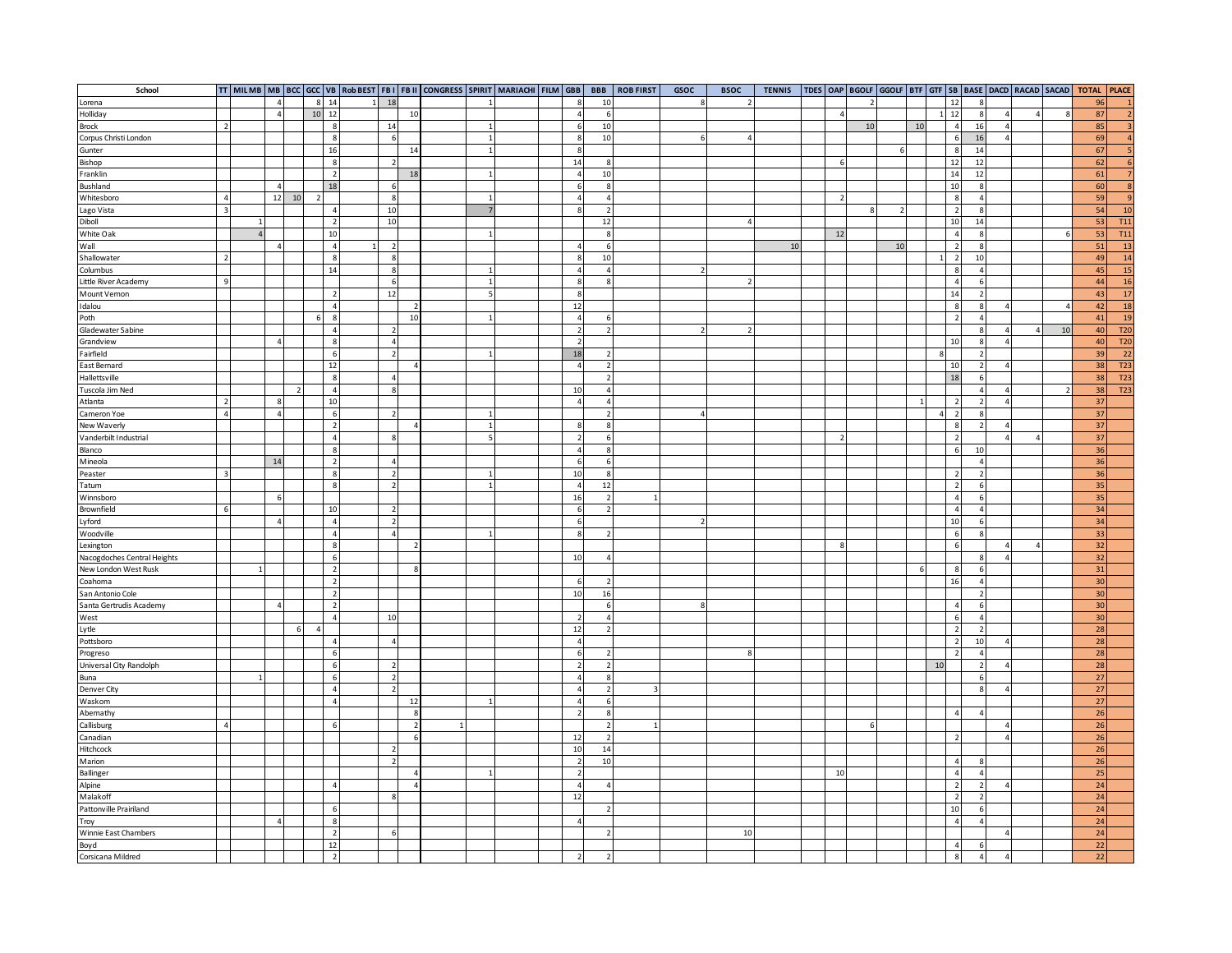| School | TT | MIL MB | MB | BCC | GCC | VB | Rob BEST | FB I | FB II | CONGRESS | SPIRIT | MARIACHI | FILM | GBB | BBB | ROB FIRST | GSOC | BSOC | TENNIS | TDES | OAP | BGOLF | GGOLF | BTF | GTF | SB | BASE | DACD | RACAD | SACAD | TOTAL | PLACE |
|---|---|---|---|---|---|---|---|---|---|---|---|---|---|---|---|---|---|---|---|---|---|---|---|---|---|---|---|---|---|---|---|---|
| Lorena | | | 4 | | 8 | 14 | 1 | 18 | | | 1 | | | 8 | 10 | | 8 | 2 | | | | 2 | | | | 12 | 8 | | | | 96 | 1 |
| Holliday | | | 4 | | 10 | 12 | | | 10 | | | | | 4 | 6 | | | | | | 4 | | | | 1 | 12 | 8 | 4 | 4 | 8 | 87 | 2 |
| Brock | 2 | | | | | 8 | | 14 | | | 1 | | | 6 | 10 | | | | | | | 10 | | 10 | | 4 | 16 | 4 | | | 85 | 3 |
| Corpus Christi London | | | | | | 8 | | 6 | | | 1 | | | 8 | 10 | | 6 | 4 | | | | | | | | 6 | 16 | 4 | | | 69 | 4 |
| Gunter | | | | | | 16 | | | 14 | | 1 | | | 8 | | | | | | | | | 6 | | | 8 | 14 | | | | 67 | 5 |
| Bishop | | | | | | 8 | | 2 | | | | | | 14 | 8 | | | | | | 6 | | | | | 12 | 12 | | | | 62 | 6 |
| Franklin | | | | | | 2 | | | 18 | | 1 | | | 4 | 10 | | | | | | | | | | | 14 | 12 | | | | 61 | 7 |
| Bushland | | | 4 | | | 18 | | 6 | | | | | | 6 | 8 | | | | | | | | | | | 10 | 8 | | | | 60 | 8 |
| Whitesboro | 4 | | 12 | 10 | 2 | | | 8 | | | 1 | | | 4 | 4 | | | | | | 2 | | | | | 8 | 4 | | | | 59 | 9 |
| Lago Vista | 3 | | | | | 4 | | 10 | | | 7 | | | 8 | 2 | | | | | | | 8 | 2 | | | 2 | 8 | | | | 54 | 10 |
| Diboll | | 1 | | | | 2 | | 10 | | | | | | | 12 | | | 4 | | | | | | | | 10 | 14 | | | | 53 | T11 |
| White Oak | | 4 | | | | 10 | | | | | 1 | | | | 8 | | | | | | 12 | | | | | 4 | 8 | | | 6 | 53 | T11 |
| Wall | | | 4 | | | 4 | 1 | 2 | | | | | | 4 | 6 | | | | 10 | | | | 10 | | | 2 | 8 | | | | 51 | 13 |
| Shallowater | 2 | | | | | 8 | | 8 | | | | | | 8 | 10 | | | | | | | | | | 1 | 2 | 10 | | | | 49 | 14 |
| Columbus | | | | | | 14 | | 8 | | | 1 | | | 4 | 4 | | 2 | | | | | | | | | 8 | 4 | | | | 45 | 15 |
| Little River Academy | 9 | | | | | | | 6 | | | 1 | | | 8 | 8 | | | 2 | | | | | | | | 4 | 6 | | | | 44 | 16 |
| Mount Vernon | | | | | | 2 | | 12 | | | 5 | | | 8 | | | | | | | | | | | | 14 | 2 | | | | 43 | 17 |
| Idalou | | | | | | 4 | | | 2 | | | | | 12 | | | | | | | | | | | | 8 | 8 | 4 | | 4 | 42 | 18 |
| Poth | | | | | 6 | 8 | | | 10 | | 1 | | | 4 | 6 | | | | | | | | | | | 2 | 4 | | | | 41 | 19 |
| Gladewater Sabine | | | | | | 4 | | 2 | | | | | | 2 | 2 | | 2 | 2 | | | | | | | | | 8 | 4 | 4 | 10 | 40 | T20 |
| Grandview | | | 4 | | | 8 | | 4 | | | | | | 2 | | | | | | | | | | | | 10 | 8 | 4 | | | 40 | T20 |
| Fairfield | | | | | | 6 | | 2 | | | 1 | | | 18 | 2 | | | | | | | | | | 8 | | 2 | | | | 39 | 22 |
| East Bernard | | | | | | 12 | | | 4 | | | | | 4 | 2 | | | | | | | | | | | 10 | 2 | 4 | | | 38 | T23 |
| Hallettsville | | | | | | 8 | | 4 | | | | | | | 2 | | | | | | | | | | | 18 | 6 | | | | 38 | T23 |
| Tuscola Jim Ned | | | | 2 | | 4 | | 8 | | | | | | 10 | 4 | | | | | | | | | | | | 4 | 4 | | 2 | 38 | T23 |
| Atlanta | 2 | | 8 | | | 10 | | | | | | | | 4 | 4 | | | | | | | | | 1 | | 2 | 2 | 4 | | | 37 | |
| Cameron Yoe | 4 | | 4 | | | 6 | | 2 | | | 1 | | | | 2 | | 4 | | | | | | | | 4 | 2 | 8 | | | | 37 | |
| New Waverly | | | | | | 2 | | | 4 | | 1 | | | 8 | 8 | | | | | | | | | | | 8 | 2 | 4 | | | 37 | |
| Vanderbilt Industrial | | | | | | 4 | | 8 | | | 5 | | | 2 | 6 | | | | | | 2 | | | | | 2 | | 4 | 4 | | 37 | |
| Blanco | | | | | | 8 | | | | | | | | 4 | 8 | | | | | | | | | | | 6 | 10 | | | | 36 | |
| Mineola | | | 14 | | | 2 | | 4 | | | | | | 6 | 6 | | | | | | | | | | | | 4 | | | | 36 | |
| Peaster | 3 | | | | | 8 | | 2 | | | 1 | | | 10 | 8 | | | | | | | | | | | 2 | 2 | | | | 36 | |
| Tatum | | | | | | 8 | | 2 | | | 1 | | | 4 | 12 | | | | | | | | | | | 2 | 6 | | | | 35 | |
| Winnsboro | | | 6 | | | | | | | | | | | 16 | 2 | 1 | | | | | | | | | | 4 | 6 | | | | 35 | |
| Brownfield | 6 | | | | | 10 | | 2 | | | | | | 6 | 2 | | | | | | | | | | | 4 | 4 | | | | 34 | |
| Lyford | | | 4 | | | 4 | | 2 | | | | | | 6 | | | 2 | | | | | | | | | 10 | 6 | | | | 34 | |
| Woodville | | | | | | 4 | | 4 | | | 1 | | | 8 | 2 | | | | | | | | | | | 6 | 8 | | | | 33 | |
| Lexington | | | | | | 8 | | | 2 | | | | | | | | | | | | 8 | | | | | 6 | | 4 | 4 | | 32 | |
| Nacogdoches Central Heights | | | | | | 6 | | | | | | | | 10 | 4 | | | | | | | | | | | | 8 | 4 | | | 32 | |
| New London West Rusk | | 1 | | | | 2 | | | 8 | | | | | | | | | | | | | | | 6 | | 8 | 6 | | | | 31 | |
| Coahoma | | | | | | 2 | | | | | | | | 6 | 2 | | | | | | | | | | | 16 | 4 | | | | 30 | |
| San Antonio Cole | | | | | | 2 | | | | | | | | 10 | 16 | | | | | | | | | | | | 2 | | | | 30 | |
| Santa Gertrudis Academy | | | 4 | | | 2 | | | | | | | | | 6 | | 8 | | | | | | | | | 4 | 6 | | | | 30 | |
| West | | | | | | 4 | | 10 | | | | | | 2 | 4 | | | | | | | | | | | 6 | 4 | | | | 30 | |
| Lytle | | | | 6 | 4 | | | | | | | | | 12 | 2 | | | | | | | | | | | 2 | 2 | | | | 28 | |
| Pottsboro | | | | | | 4 | | 4 | | | | | | 4 | | | | | | | | | | | | 2 | 10 | 4 | | | 28 | |
| Progreso | | | | | | 6 | | | | | | | | 6 | 2 | | | 8 | | | | | | | | 2 | 4 | | | | 28 | |
| Universal City Randolph | | | | | | 6 | | 2 | | | | | | 2 | 2 | | | | | | | | | | 10 | | 2 | 4 | | | 28 | |
| Buna | | 1 | | | | 6 | | 2 | | | | | | 4 | 8 | | | | | | | | | | | | 6 | | | | 27 | |
| Denver City | | | | | | 4 | | 2 | | | | | | 4 | 2 | 3 | | | | | | | | | | | 8 | 4 | | | 27 | |
| Waskom | | | | | | 4 | | | 12 | | 1 | | | 4 | 6 | | | | | | | | | | | | | | | | 27 | |
| Abernathy | | | | | | | | | 8 | | | | | 2 | 8 | | | | | | | | | | | 4 | 4 | | | | 26 | |
| Callisburg | 4 | | | | | 6 | | | 2 | 1 | | | | | 2 | 1 | | | | | | 6 | | | | | | 4 | | | 26 | |
| Canadian | | | | | | | | | 6 | | | | | 12 | 2 | | | | | | | | | | | 2 | | 4 | | | 26 | |
| Hitchcock | | | | | | | | 2 | | | | | | 10 | 14 | | | | | | | | | | | | | | | | 26 | |
| Marion | | | | | | | | 2 | | | | | | 2 | 10 | | | | | | | | | | | 4 | 8 | | | | 26 | |
| Ballinger | | | | | | | | | 4 | | 1 | | | 2 | | | | | | | 10 | | | | | 4 | 4 | | | | 25 | |
| Alpine | | | | | | 4 | | | 4 | | | | | 4 | 4 | | | | | | | | | | | 2 | 2 | 4 | | | 24 | |
| Malakoff | | | | | | | | 8 | | | | | | 12 | | | | | | | | | | | | 2 | 2 | | | | 24 | |
| Pattonville Prairiland | | | | | | 6 | | | | | | | | | 2 | | | | | | | | | | | 10 | 6 | | | | 24 | |
| Troy | | | 4 | | | 8 | | | | | | | | 4 | | | | | | | | | | | | 4 | 4 | | | | 24 | |
| Winnie East Chambers | | | | | | 2 | | 6 | | | | | | | 2 | | | 10 | | | | | | | | | | 4 | | | 24 | |
| Boyd | | | | | | 12 | | | | | | | | | | | | | | | | | | | | 4 | 6 | | | | 22 | |
| Corsicana Mildred | | | | | | 2 | | | | | | | | 2 | 2 | | | | | | | | | | | 8 | 4 | 4 | | | 22 | |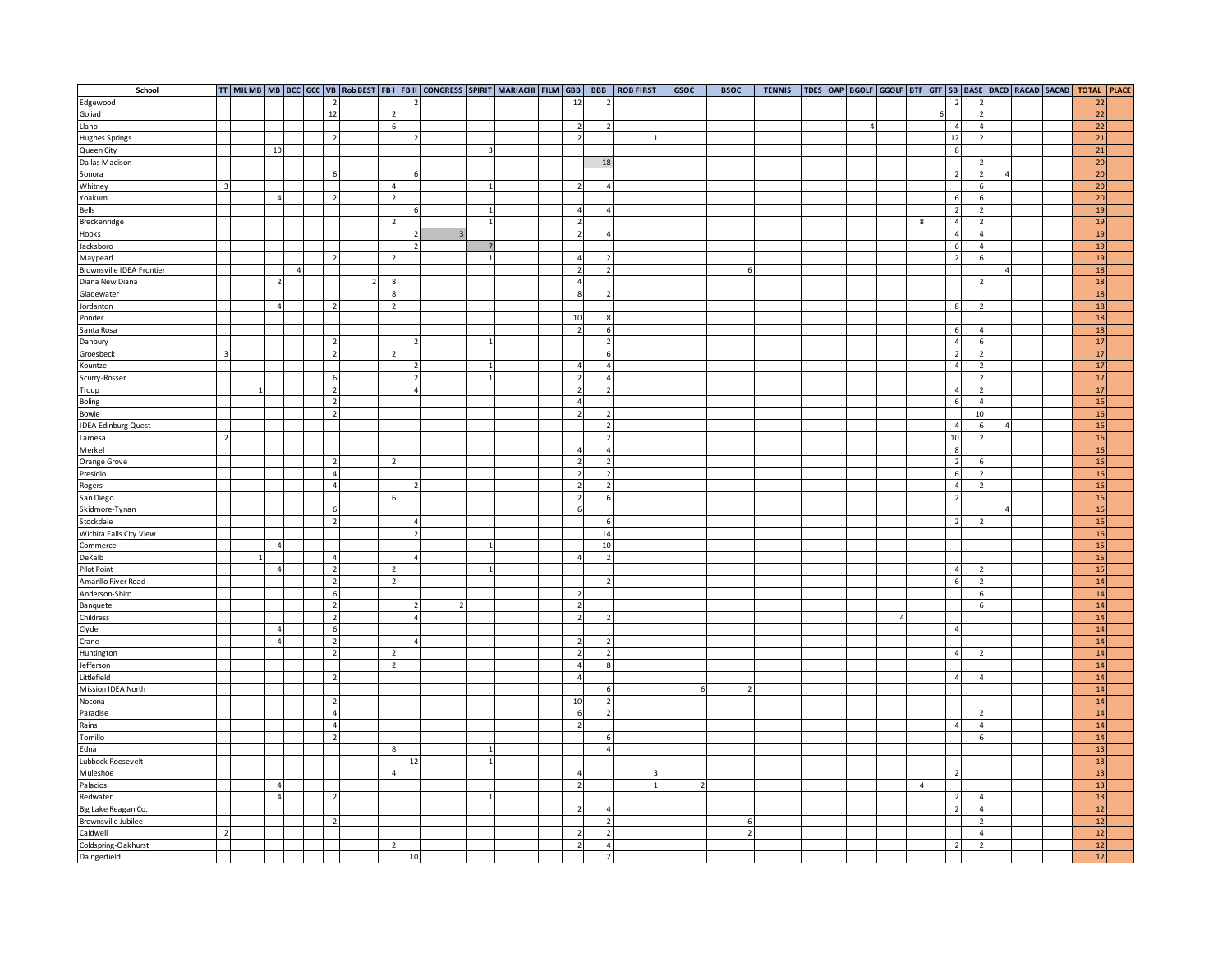| School | TT | MIL MB | MB | BCC | GCC | VB | Rob BEST | FB I | FB II | CONGRESS | SPIRIT | MARIACHI | FILM | GBB | BBB | ROB FIRST | GSOC | BSOC | TENNIS | TDES | OAP | BGOLF | GGOLF | BTF | GTF | SB | BASE | DACD | RACAD | SACAD | TOTAL | PLACE |
|---|---|---|---|---|---|---|---|---|---|---|---|---|---|---|---|---|---|---|---|---|---|---|---|---|---|---|---|---|---|---|---|---|
| Edgewood | | | | | | 2 | | | 2 | | | | | 12 | 2 | | | | | | | | | | | 2 | 2 | | | | 22 | |
| Goliad | | | | | | 12 | | 2 | | | | | | | | | | | | | | | | | 6 | | 2 | | | | 22 | |
| Llano | | | | | | | | 6 | | | | | | 2 | 2 | | | | | | | 4 | | | | 4 | 4 | | | | 22 | |
| Hughes Springs | | | | | | 2 | | | 2 | | | | | 2 | | 1 | | | | | | | | | | 12 | 2 | | | | 21 | |
| Queen City | | | 10 | | | | | | | | 3 | | | | | | | | | | | | | | | 8 | | | | | 21 | |
| Dallas Madison | | | | | | | | | | | | | | | 18 | | | | | | | | | | | | 2 | | | | 20 | |
| Sonora | | | | | | 6 | | | 6 | | | | | | | | | | | | | | | | | 2 | 2 | 4 | | | 20 | |
| Whitney | 3 | | | | | | | 4 | | | 1 | | | 2 | 4 | | | | | | | | | | | | 6 | | | | 20 | |
| Yoakum | | | 4 | | | 2 | | 2 | | | | | | | | | | | | | | | | | | 6 | 6 | | | | 20 | |
| Bells | | | | | | | | | 6 | | 1 | | | 4 | 4 | | | | | | | | | | | 2 | 2 | | | | 19 | |
| Breckenridge | | | | | | | | 2 | | | 1 | | | 2 | | | | | | | | | | 8 | | 4 | 2 | | | | 19 | |
| Hooks | | | | | | | | | 2 | 3 | | | | 2 | 4 | | | | | | | | | | | 4 | 4 | | | | 19 | |
| Jacksboro | | | | | | | | | 2 | | 7 | | | | | | | | | | | | | | | 6 | 4 | | | | 19 | |
| Maypearl | | | | | | 2 | | 2 | | | 1 | | | 4 | 2 | | | | | | | | | | | 2 | 6 | | | | 19 | |
| Brownsville IDEA Frontier | | | | 4 | | | | | | | | | | 2 | 2 | | | 6 | | | | | | | | | | 4 | | | 18 | |
| Diana New Diana | | | 2 | | | | 2 | 8 | | | | | | 4 | | | | | | | | | | | | | 2 | | | | 18 | |
| Gladewater | | | | | | | | 8 | | | | | | 8 | 2 | | | | | | | | | | | | | | | | 18 | |
| Jordanton | | | 4 | | | 2 | | 2 | | | | | | | | | | | | | | | | | | 8 | 2 | | | | 18 | |
| Ponder | | | | | | | | | | | | | | 10 | 8 | | | | | | | | | | | | | | | | 18 | |
| Santa Rosa | | | | | | | | | | | | | | 2 | 6 | | | | | | | | | | | 6 | 4 | | | | 18 | |
| Danbury | | | | | | 2 | | | 2 | | 1 | | | | 2 | | | | | | | | | | | 4 | 6 | | | | 17 | |
| Groesbeck | 3 | | | | | 2 | | 2 | | | | | | | 6 | | | | | | | | | | | 2 | 2 | | | | 17 | |
| Kountze | | | | | | | | | 2 | | 1 | | | 4 | 4 | | | | | | | | | | | 4 | 2 | | | | 17 | |
| Scurry-Rosser | | | | | | 6 | | | 2 | | 1 | | | 2 | 4 | | | | | | | | | | | | 2 | | | | 17 | |
| Troup | | 1 | | | | 2 | | | 4 | | | | | 2 | 2 | | | | | | | | | | | 4 | 2 | | | | 17 | |
| Boling | | | | | | 2 | | | | | | | | 4 | | | | | | | | | | | | 6 | 4 | | | | 16 | |
| Bowie | | | | | | 2 | | | | | | | | 2 | 2 | | | | | | | | | | | | 10 | | | | 16 | |
| IDEA Edinburg Quest | | | | | | | | | | | | | | | 2 | | | | | | | | | | | 4 | 6 | 4 | | | 16 | |
| Lamesa | 2 | | | | | | | | | | | | | | 2 | | | | | | | | | | | 10 | 2 | | | | 16 | |
| Merkel | | | | | | | | | | | | | | 4 | 4 | | | | | | | | | | | 8 | | | | | 16 | |
| Orange Grove | | | | | | 2 | | 2 | | | | | | 2 | 2 | | | | | | | | | | | 2 | 6 | | | | 16 | |
| Presidio | | | | | | 4 | | | | | | | | 2 | 2 | | | | | | | | | | | 6 | 2 | | | | 16 | |
| Rogers | | | | | | 4 | | | 2 | | | | | 2 | 2 | | | | | | | | | | | 4 | 2 | | | | 16 | |
| San Diego | | | | | | | | 6 | | | | | | 2 | 6 | | | | | | | | | | | 2 | | | | | 16 | |
| Skidmore-Tynan | | | | | | 6 | | | | | | | | 6 | | | | | | | | | | | | | | 4 | | | 16 | |
| Stockdale | | | | | | 2 | | | 4 | | | | | | 6 | | | | | | | | | | | 2 | 2 | | | | 16 | |
| Wichita Falls City View | | | | | | | | | 2 | | | | | | 14 | | | | | | | | | | | | | | | | 16 | |
| Commerce | | | 4 | | | | | | | | 1 | | | | 10 | | | | | | | | | | | | | | | | 15 | |
| DeKalb | | 1 | | | | 4 | | | 4 | | | | | 4 | 2 | | | | | | | | | | | | | | | | 15 | |
| Pilot Point | | | 4 | | | 2 | | 2 | | | 1 | | | | | | | | | | | | | | | 4 | 2 | | | | 15 | |
| Amarillo River Road | | | | | | 2 | | 2 | | | | | | | 2 | | | | | | | | | | | 6 | 2 | | | | 14 | |
| Anderson-Shiro | | | | | | 6 | | | | | | | | 2 | | | | | | | | | | | | | 6 | | | | 14 | |
| Banquete | | | | | | 2 | | | 2 | 2 | | | | 2 | | | | | | | | | | | | | 6 | | | | 14 | |
| Childress | | | | | | 2 | | | 4 | | | | | 2 | 2 | | | | | | | | 4 | | | | | | | | 14 | |
| Clyde | | | 4 | | | 6 | | | | | | | | | | | | | | | | | | | | 4 | | | | | 14 | |
| Crane | | | 4 | | | 2 | | | 4 | | | | | 2 | 2 | | | | | | | | | | | | | | | | 14 | |
| Huntington | | | | | | 2 | | 2 | | | | | | 2 | 2 | | | | | | | | | | | 4 | 2 | | | | 14 | |
| Jefferson | | | | | | | | 2 | | | | | | 4 | 8 | | | | | | | | | | | | | | | | 14 | |
| Littlefield | | | | | | 2 | | | | | | | | 4 | | | | | | | | | | | | 4 | 4 | | | | 14 | |
| Mission IDEA North | | | | | | | | | | | | | | | 6 | | 6 | 2 | | | | | | | | | | | | | 14 | |
| Nocona | | | | | | 2 | | | | | | | | 10 | 2 | | | | | | | | | | | | | | | | 14 | |
| Paradise | | | | | | 4 | | | | | | | | 6 | 2 | | | | | | | | | | | | 2 | | | | 14 | |
| Rains | | | | | | 4 | | | | | | | | 2 | | | | | | | | | | | | 4 | 4 | | | | 14 | |
| Tornillo | | | | | | 2 | | | | | | | | | 6 | | | | | | | | | | | | 6 | | | | 14 | |
| Edna | | | | | | | | 8 | | | 1 | | | | 4 | | | | | | | | | | | | | | | | 13 | |
| Lubbock Roosevelt | | | | | | | | | 12 | | 1 | | | | | | | | | | | | | | | | | | | | 13 | |
| Muleshoe | | | | | | | | 4 | | | | | | 4 | | 3 | | | | | | | | | | 2 | | | | | 13 | |
| Palacios | | | 4 | | | | | | | | | | | 2 | | 1 | 2 | | | | | | | 4 | | | | | | | 13 | |
| Redwater | | | 4 | | | 2 | | | | | 1 | | | | | | | | | | | | | | | 2 | 4 | | | | 13 | |
| Big Lake Reagan Co. | | | | | | | | | | | | | | 2 | 4 | | | | | | | | | | | 2 | 4 | | | | 12 | |
| Brownsville Jubilee | | | | | | 2 | | | | | | | | | 2 | | | 6 | | | | | | | | | 2 | | | | 12 | |
| Caldwell | 2 | | | | | | | | | | | | | 2 | 2 | | | 2 | | | | | | | | | 4 | | | | 12 | |
| Coldspring-Oakhurst | | | | | | | | 2 | | | | | | 2 | 4 | | | | | | | | | | | 2 | 2 | | | | 12 | |
| Daingerfield | | | | | | | | | 10 | | | | | | 2 | | | | | | | | | | | | | | | | 12 | |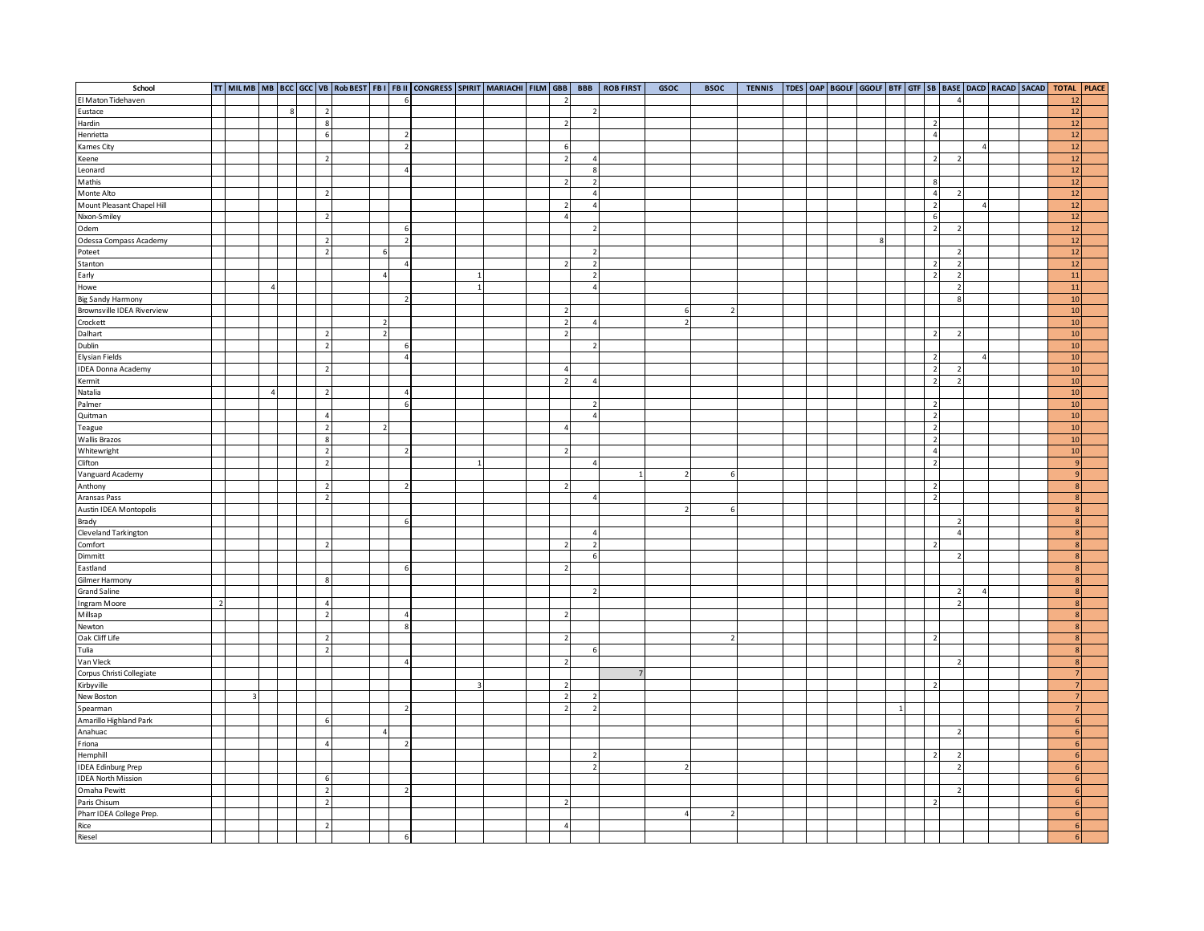| School | TT | MIL MB | MB | BCC | GCC | VB | Rob BEST | FB I | FB II | CONGRESS | SPIRIT | MARIACHI | FILM | GBB | BBB | ROB FIRST | GSOC | BSOC | TENNIS | TDES | OAP | BGOLF | GGOLF | BTF | GTF | SB | BASE | DACD | RACAD | SACAD | TOTAL | PLACE |
|---|---|---|---|---|---|---|---|---|---|---|---|---|---|---|---|---|---|---|---|---|---|---|---|---|---|---|---|---|---|---|---|---|
| El Maton Tidehaven | | | | | | | | | 6 | | | | | 2 | | | | | | | | | | | | | 4 | | | | 12 | |
| Eustace | | | | 8 | | 2 | | | | | | | | | 2 | | | | | | | | | | | | | | | | 12 | |
| Hardin | | | | | | 8 | | | | | | | | 2 | | | | | | | | | | | | 2 | | | | | 12 | |
| Henrietta | | | | | | 6 | | | 2 | | | | | | | | | | | | | | | | | 4 | | | | | 12 | |
| Karnes City | | | | | | | | | 2 | | | | | 6 | | | | | | | | | | | | | | 4 | | | 12 | |
| Keene | | | | | | 2 | | | | | | | | 2 | 4 | | | | | | | | | | | 2 | 2 | | | | 12 | |
| Leonard | | | | | | | | | 4 | | | | | | 8 | | | | | | | | | | | | | | | | 12 | |
| Mathis | | | | | | | | | | | | | | 2 | 2 | | | | | | | | | | | 8 | | | | | 12 | |
| Monte Alto | | | | | | 2 | | | | | | | | | 4 | | | | | | | | | | | 4 | 2 | | | | 12 | |
| Mount Pleasant Chapel Hill | | | | | | | | | | | | | | 2 | 4 | | | | | | | | | | | 2 | | 4 | | | 12 | |
| Nixon-Smiley | | | | | | 2 | | | | | | | | 4 | | | | | | | | | | | | 6 | | | | | 12 | |
| Odem | | | | | | | | | 6 | | | | | | 2 | | | | | | | | | | | 2 | 2 | | | | 12 | |
| Odessa Compass Academy | | | | | | 2 | | | 2 | | | | | | | | | | | | | | 8 | | | | | | | | 12 | |
| Poteet | | | | | | 2 | | 6 | | | | | | | 2 | | | | | | | | | | | | 2 | | | | 12 | |
| Stanton | | | | | | | | | 4 | | | | | 2 | 2 | | | | | | | | | | | 2 | 2 | | | | 12 | |
| Early | | | | | | | | 4 | | | 1 | | | | 2 | | | | | | | | | | | 2 | 2 | | | | 11 | |
| Howe | | | 4 | | | | | | | | 1 | | | | 4 | | | | | | | | | | | | 2 | | | | 11 | |
| Big Sandy Harmony | | | | | | | | | 2 | | | | | | | | | | | | | | | | | | 8 | | | | 10 | |
| Brownsville IDEA Riverview | | | | | | | | | | | | | | 2 | | | 6 | 2 | | | | | | | | | | | | | 10 | |
| Crockett | | | | | | | | 2 | | | | | | 2 | 4 | | 2 | | | | | | | | | | | | | | 10 | |
| Dalhart | | | | | | 2 | | 2 | | | | | | 2 | | | | | | | | | | | | 2 | 2 | | | | 10 | |
| Dublin | | | | | | 2 | | | 6 | | | | | | 2 | | | | | | | | | | | | | | | | 10 | |
| Elysian Fields | | | | | | | | | 4 | | | | | | | | | | | | | | | | | 2 | | 4 | | | 10 | |
| IDEA Donna Academy | | | | | | 2 | | | | | | | | 4 | | | | | | | | | | | | 2 | 2 | | | | 10 | |
| Kermit | | | | | | | | | | | | | | 2 | 4 | | | | | | | | | | | 2 | 2 | | | | 10 | |
| Natalia | | | 4 | | | 2 | | | 4 | | | | | | | | | | | | | | | | | | | | | | 10 | |
| Palmer | | | | | | | | | 6 | | | | | | 2 | | | | | | | | | | | 2 | | | | | 10 | |
| Quitman | | | | | | 4 | | | | | | | | | 4 | | | | | | | | | | | 2 | | | | | 10 | |
| Teague | | | | | | 2 | | 2 | | | | | | 4 | | | | | | | | | | | | 2 | | | | | 10 | |
| Wallis Brazos | | | | | | 8 | | | | | | | | | | | | | | | | | | | | 2 | | | | | 10 | |
| Whitewright | | | | | | 2 | | | 2 | | | | | 2 | | | | | | | | | | | | 4 | | | | | 10 | |
| Clifton | | | | | | 2 | | | | | 1 | | | | 4 | | | | | | | | | | | 2 | | | | | 9 | |
| Vanguard Academy | | | | | | | | | | | | | | | | 1 | 2 | 6 | | | | | | | | | | | | | 9 | |
| Anthony | | | | | | 2 | | | 2 | | | | | 2 | | | | | | | | | | | | 2 | | | | | 8 | |
| Aransas Pass | | | | | | 2 | | | | | | | | | 4 | | | | | | | | | | | 2 | | | | | 8 | |
| Austin IDEA Montopolis | | | | | | | | | | | | | | | | | 2 | 6 | | | | | | | | | | | | | 8 | |
| Brady | | | | | | | | | 6 | | | | | | | | | | | | | | | | | | 2 | | | | 8 | |
| Cleveland Tarkington | | | | | | | | | | | | | | | 4 | | | | | | | | | | | | 4 | | | | 8 | |
| Comfort | | | | | | 2 | | | | | | | | 2 | 2 | | | | | | | | | | | 2 | | | | | 8 | |
| Dimmitt | | | | | | | | | | | | | | | 6 | | | | | | | | | | | | 2 | | | | 8 | |
| Eastland | | | | | | | | | 6 | | | | | 2 | | | | | | | | | | | | | | | | | 8 | |
| Gilmer Harmony | | | | | | 8 | | | | | | | | | | | | | | | | | | | | | | | | | 8 | |
| Grand Saline | | | | | | | | | | | | | | | 2 | | | | | | | | | | | | 2 | 4 | | | 8 | |
| Ingram Moore | 2 | | | | | 4 | | | | | | | | | | | | | | | | | | | | | 2 | | | | 8 | |
| Millsap | | | | | | 2 | | | 4 | | | | | 2 | | | | | | | | | | | | | | | | | 8 | |
| Newton | | | | | | | | | 8 | | | | | | | | | | | | | | | | | | | | | | 8 | |
| Oak Cliff Life | | | | | | 2 | | | | | | | | 2 | | | | 2 | | | | | | | | 2 | | | | | 8 | |
| Tulia | | | | | | 2 | | | | | | | | | 6 | | | | | | | | | | | | | | | | 8 | |
| Van Vleck | | | | | | | | | 4 | | | | | 2 | | | | | | | | | | | | | 2 | | | | 8 | |
| Corpus Christi Collegiate | | | | | | | | | | | | | | | | 7 | | | | | | | | | | | | | | | 7 | |
| Kirbyville | | | | | | | | | | | 3 | | | 2 | | | | | | | | | | | | 2 | | | | | 7 | |
| New Boston | | 3 | | | | | | | | | | | | 2 | 2 | | | | | | | | | | | | | | | | 7 | |
| Spearman | | | | | | | | | 2 | | | | | 2 | 2 | | | | | | | | | 1 | | | | | | | 7 | |
| Amarillo Highland Park | | | | | | 6 | | | | | | | | | | | | | | | | | | | | | | | | | 6 | |
| Anahuac | | | | | | | | 4 | | | | | | | | | | | | | | | | | | | 2 | | | | 6 | |
| Friona | | | | | | 4 | | | 2 | | | | | | | | | | | | | | | | | | | | | | 6 | |
| Hemphill | | | | | | | | | | | | | | | 2 | | | | | | | | | | | 2 | 2 | | | | 6 | |
| IDEA Edinburg Prep | | | | | | | | | | | | | | | 2 | | 2 | | | | | | | | | | 2 | | | | 6 | |
| IDEA North Mission | | | | | | 6 | | | | | | | | | | | | | | | | | | | | | | | | | 6 | |
| Omaha Pewitt | | | | | | 2 | | | 2 | | | | | | | | | | | | | | | | | | 2 | | | | 6 | |
| Paris Chisum | | | | | | 2 | | | | | | | | 2 | | | | | | | | | | | | 2 | | | | | 6 | |
| Pharr IDEA College Prep. | | | | | | | | | | | | | | | | | 4 | 2 | | | | | | | | | | | | | 6 | |
| Rice | | | | | | 2 | | | | | | | | 4 | | | | | | | | | | | | | | | | | 6 | |
| Riesel | | | | | | | | | 6 | | | | | | | | | | | | | | | | | | | | | | 6 | |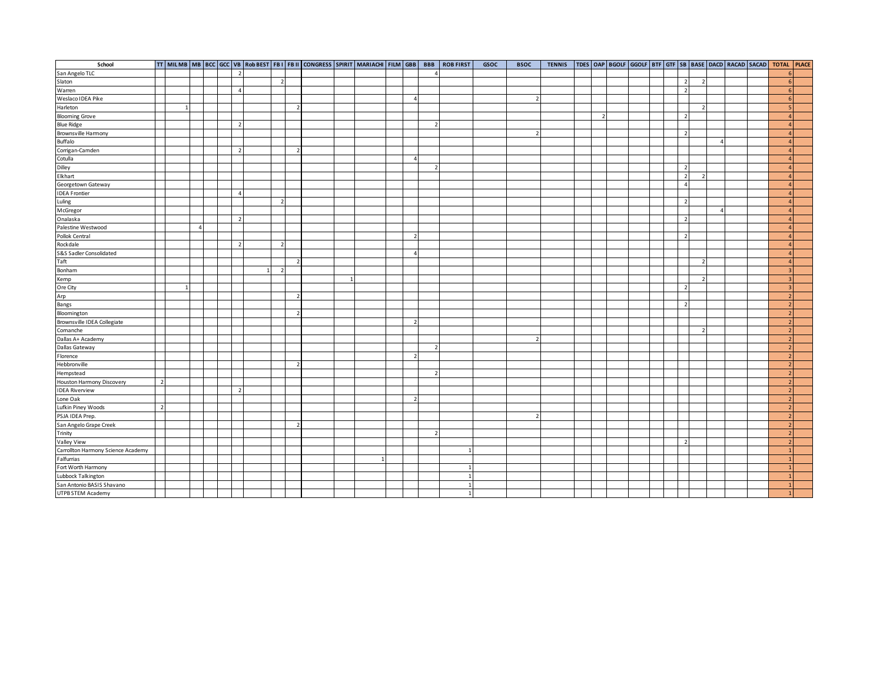| School | TT | MIL MB | MB | BCC | GCC | VB | Rob BEST | FB I | FB II | CONGRESS | SPIRIT | MARIACHI | FILM | GBB | BBB | ROB FIRST | GSOC | BSOC | TENNIS | TDES | OAP | BGOLF | GGOLF | BTF | GTF | SB | BASE | DACD | RACAD | SACAD | TOTAL | PLACE |
|---|---|---|---|---|---|---|---|---|---|---|---|---|---|---|---|---|---|---|---|---|---|---|---|---|---|---|---|---|---|---|---|---|
| San Angelo TLC | | | | | | 2 | | | | | | | | | 4 | | | | | | | | | | | | | | | | 6 | |
| Slaton | | | | | | | | 2 | | | | | | | | | | | | | | | | | | 2 | 2 | | | | 6 | |
| Warren | | | | | | 4 | | | | | | | | | | | | | | | | | | | | 2 | | | | | 6 | |
| Weslaco IDEA Pike | | | | | | | | | | | | | | 4 | | | | 2 | | | | | | | | | | | | | 6 | |
| Harleton | | 1 | | | | | | | 2 | | | | | | | | | | | | | | | | | | 2 | | | | 5 | |
| Blooming Grove | | | | | | | | | | | | | | | | | | | | | 2 | | | | | 2 | | | | | 4 | |
| Blue Ridge | | | | | | 2 | | | | | | | | | 2 | | | | | | | | | | | | | | | | 4 | |
| Brownsville Harmony | | | | | | | | | | | | | | | | | | 2 | | | | | | | | 2 | | | | | 4 | |
| Buffalo | | | | | | | | | | | | | | | | | | | | | | | | | | | | 4 | | | 4 | |
| Corrigan-Camden | | | | | | 2 | | | 2 | | | | | | | | | | | | | | | | | | | | | | 4 | |
| Cotulla | | | | | | | | | | | | | | 4 | | | | | | | | | | | | | | | | | 4 | |
| Dilley | | | | | | | | | | | | | | | 2 | | | | | | | | | | | 2 | | | | | 4 | |
| Elkhart | | | | | | | | | | | | | | | | | | | | | | | | | | 2 | 2 | | | | 4 | |
| Georgetown Gateway | | | | | | | | | | | | | | | | | | | | | | | | | | 4 | | | | | 4 | |
| IDEA Frontier | | | | | | 4 | | | | | | | | | | | | | | | | | | | | | | | | | 4 | |
| Luling | | | | | | | | 2 | | | | | | | | | | | | | | | | | | 2 | | | | | 4 | |
| McGregor | | | | | | | | | | | | | | | | | | | | | | | | | | | | 4 | | | 4 | |
| Onalaska | | | | | | 2 | | | | | | | | | | | | | | | | | | | | 2 | | | | | 4 | |
| Palestine Westwood | | | 4 | | | | | | | | | | | | | | | | | | | | | | | | | | | | 4 | |
| Pollok Central | | | | | | | | | | | | | | 2 | | | | | | | | | | | | 2 | | | | | 4 | |
| Rockdale | | | | | | 2 | | 2 | | | | | | | | | | | | | | | | | | | | | | | 4 | |
| S&S Sadler Consolidated | | | | | | | | | | | | | | 4 | | | | | | | | | | | | | | | | | 4 | |
| Taft | | | | | | | | | 2 | | | | | | | | | | | | | | | | | | 2 | | | | 4 | |
| Bonham | | | | | | | 1 | 2 | | | | | | | | | | | | | | | | | | | | | | | 3 | |
| Kemp | | | | | | | | | | | 1 | | | | | | | | | | | | | | | | 2 | | | | 3 | |
| Ore City | | 1 | | | | | | | | | | | | | | | | | | | | | | | | 2 | | | | | 3 | |
| Arp | | | | | | | | | 2 | | | | | | | | | | | | | | | | | | | | | | 2 | |
| Bangs | | | | | | | | | | | | | | | | | | | | | | | | | | 2 | | | | | 2 | |
| Bloomington | | | | | | | | | 2 | | | | | | | | | | | | | | | | | | | | | | 2 | |
| Brownsville IDEA Collegiate | | | | | | | | | | | | | | 2 | | | | | | | | | | | | | | | | | 2 | |
| Comanche | | | | | | | | | | | | | | | | | | | | | | | | | | | 2 | | | | 2 | |
| Dallas A+ Academy | | | | | | | | | | | | | | | | | | 2 | | | | | | | | | | | | | 2 | |
| Dallas Gateway | | | | | | | | | | | | | | | 2 | | | | | | | | | | | | | | | | 2 | |
| Florence | | | | | | | | | | | | | | 2 | | | | | | | | | | | | | | | | | 2 | |
| Hebbronville | | | | | | | | | 2 | | | | | | | | | | | | | | | | | | | | | | 2 | |
| Hempstead | | | | | | | | | | | | | | | 2 | | | | | | | | | | | | | | | | 2 | |
| Houston Harmony Discovery | 2 | | | | | | | | | | | | | | | | | | | | | | | | | | | | | | 2 | |
| IDEA Riverview | | | | | | 2 | | | | | | | | | | | | | | | | | | | | | | | | | 2 | |
| Lone Oak | | | | | | | | | | | | | | 2 | | | | | | | | | | | | | | | | | 2 | |
| Lufkin Piney Woods | 2 | | | | | | | | | | | | | | | | | | | | | | | | | | | | | | 2 | |
| PSJA IDEA Prep. | | | | | | | | | | | | | | | | | | 2 | | | | | | | | | | | | | 2 | |
| San Angelo Grape Creek | | | | | | | | | 2 | | | | | | | | | | | | | | | | | | | | | | 2 | |
| Trinity | | | | | | | | | | | | | | | 2 | | | | | | | | | | | | | | | | 2 | |
| Valley View | | | | | | | | | | | | | | | | | | | | | | | | | | 2 | | | | | 2 | |
| Carrollton Harmony Science Academy | | | | | | | | | | | | | | | | 1 | | | | | | | | | | | | | | | 1 | |
| Falfurrias | | | | | | | | | | | | 1 | | | | | | | | | | | | | | | | | | | 1 | |
| Fort Worth Harmony | | | | | | | | | | | | | | | | 1 | | | | | | | | | | | | | | | 1 | |
| Lubbock Talkington | | | | | | | | | | | | | | | | 1 | | | | | | | | | | | | | | | 1 | |
| San Antonio BASIS Shavano | | | | | | | | | | | | | | | | 1 | | | | | | | | | | | | | | | 1 | |
| UTPB STEM Academy | | | | | | | | | | | | | | | | 1 | | | | | | | | | | | | | | | 1 | |